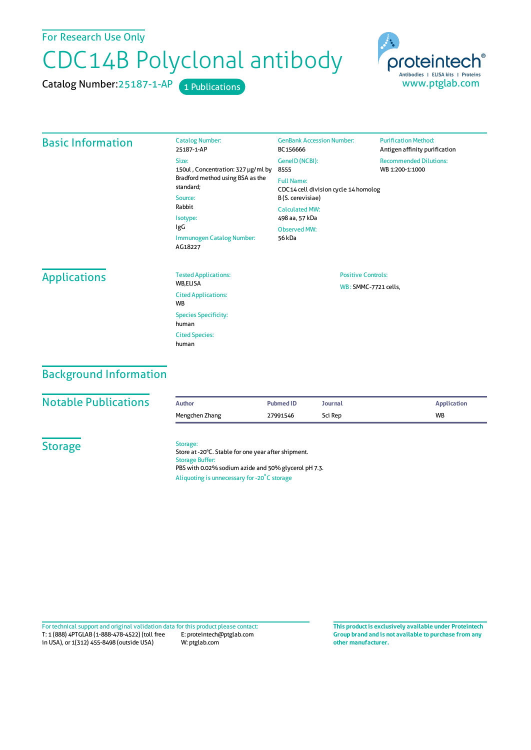For Research Use Only

# CDC14B Polyclonal antibody

Catalog Number:25187-1-AP    1 Publications

proteintech®
Antibodies | ELISA kits | Proteins
www.ptglab.com

## Basic Information

Catalog Number:
25187-1-AP

Size:
150ul , Concentration: 327 μg/ml by Bradford method using BSA as the standard;

Source:
Rabbit

Isotype:
IgG

Immunogen Catalog Number:
AG18227

GenBank Accession Number:
BC156666

GeneID (NCBI):
8555

Full Name:
CDC14 cell division cycle 14 homolog B (S. cerevisiae)

Calculated MW:
498 aa, 57 kDa

Observed MW:
56 kDa

Purification Method:
Antigen affinity purification

Recommended Dilutions:
WB 1:200-1:1000

## Applications

Tested Applications:
WB,ELISA

Cited Applications:
WB

Species Specificity:
human

Cited Species:
human

Positive Controls:

WB : SMMC-7721 cells,

## Background Information

## Notable Publications

| Author | Pubmed ID | Journal | Application |
|---|---|---|---|
| Mengchen Zhang | 27991546 | Sci Rep | WB |

## Storage

Storage:
Store at -20°C. Stable for one year after shipment.
Storage Buffer:
PBS with 0.02% sodium azide and 50% glycerol pH 7.3.
Aliquoting is unnecessary for -20°C storage

For technical support and original validation data for this product please contact:
T: 1 (888) 4PTGLAB (1-888-478-4522) (toll free in USA), or 1(312) 455-8498 (outside USA)
E: proteintech@ptglab.com
W: ptglab.com

**This product is exclusively available under Proteintech Group brand and is not available to purchase from any other manufacturer.**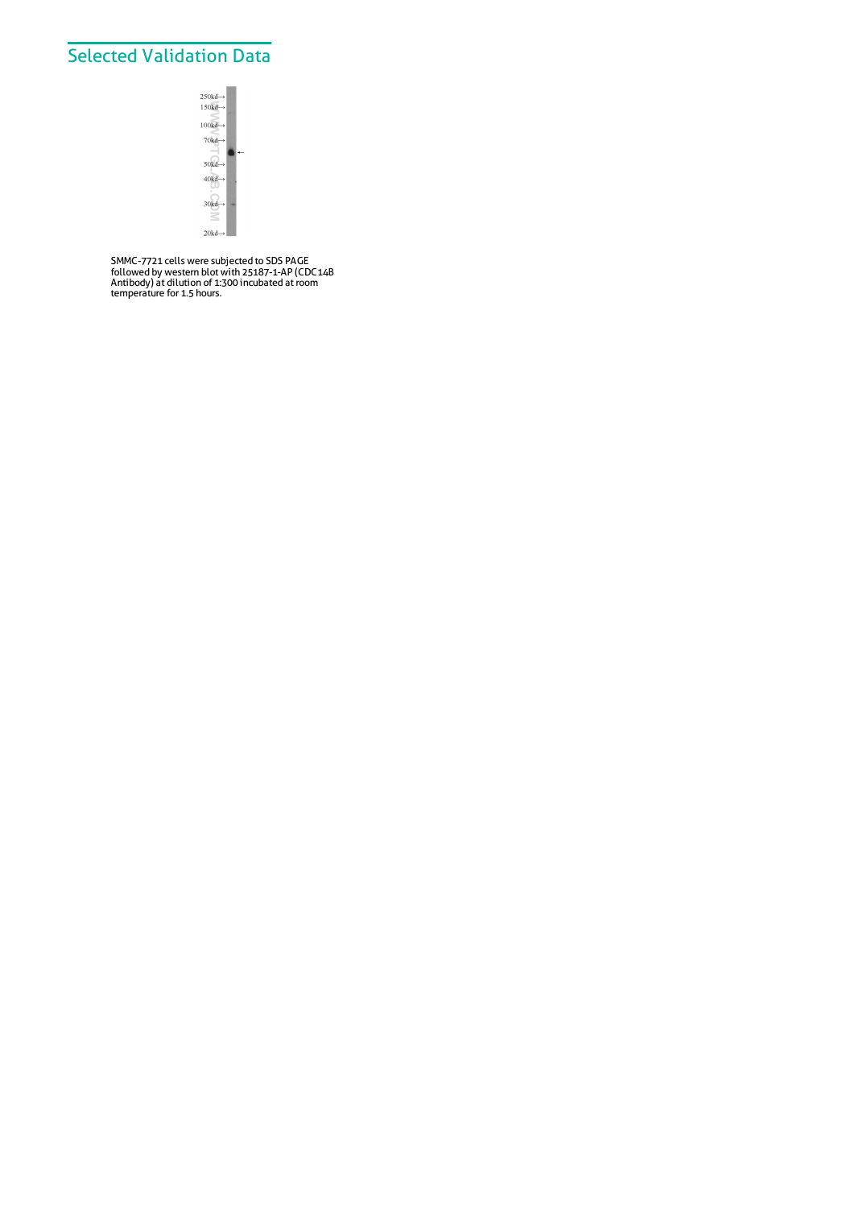## Selected Validation Data

250kd→
150kd→
100kd→
70kd→
50kd→
40kd→
30kd→
20kd→

SMMC-7721 cells were subjected to SDS PAGE followed by western blot with 25187-1-AP (CDC14B Antibody) at dilution of 1:300 incubated at room temperature for 1.5 hours.